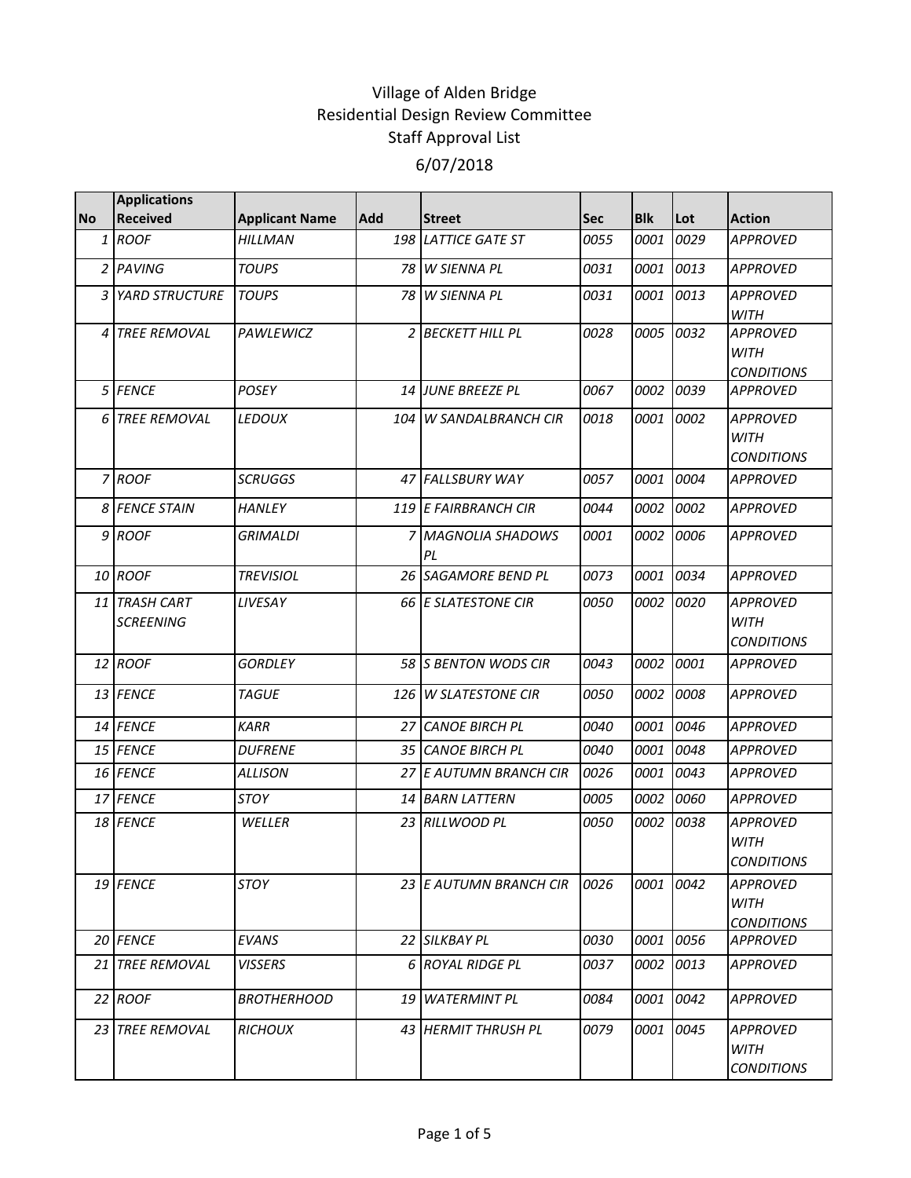# Village of Alden Bridge
## Residential Design Review Committee
## Staff Approval List
## 6/07/2018

| No | Applications Received | Applicant Name | Add | Street | Sec | Blk | Lot | Action |
|---|---|---|---|---|---|---|---|---|
| 1 | ROOF | HILLMAN | 198 | LATTICE GATE ST | 0055 | 0001 | 0029 | APPROVED |
| 2 | PAVING | TOUPS | 78 | W SIENNA PL | 0031 | 0001 | 0013 | APPROVED |
| 3 | YARD STRUCTURE | TOUPS | 78 | W SIENNA PL | 0031 | 0001 | 0013 | APPROVED WITH |
| 4 | TREE REMOVAL | PAWLEWICZ | 2 | BECKETT HILL PL | 0028 | 0005 | 0032 | APPROVED WITH CONDITIONS |
| 5 | FENCE | POSEY | 14 | JUNE BREEZE PL | 0067 | 0002 | 0039 | APPROVED |
| 6 | TREE REMOVAL | LEDOUX | 104 | W SANDALBRANCH CIR | 0018 | 0001 | 0002 | APPROVED WITH CONDITIONS |
| 7 | ROOF | SCRUGGS | 47 | FALLSBURY WAY | 0057 | 0001 | 0004 | APPROVED |
| 8 | FENCE STAIN | HANLEY | 119 | E FAIRBRANCH CIR | 0044 | 0002 | 0002 | APPROVED |
| 9 | ROOF | GRIMALDI | 7 | MAGNOLIA SHADOWS PL | 0001 | 0002 | 0006 | APPROVED |
| 10 | ROOF | TREVISIOL | 26 | SAGAMORE BEND PL | 0073 | 0001 | 0034 | APPROVED |
| 11 | TRASH CART SCREENING | LIVESAY | 66 | E SLATESTONE CIR | 0050 | 0002 | 0020 | APPROVED WITH CONDITIONS |
| 12 | ROOF | GORDLEY | 58 | S BENTON WODS CIR | 0043 | 0002 | 0001 | APPROVED |
| 13 | FENCE | TAGUE | 126 | W SLATESTONE CIR | 0050 | 0002 | 0008 | APPROVED |
| 14 | FENCE | KARR | 27 | CANOE BIRCH PL | 0040 | 0001 | 0046 | APPROVED |
| 15 | FENCE | DUFRENE | 35 | CANOE BIRCH PL | 0040 | 0001 | 0048 | APPROVED |
| 16 | FENCE | ALLISON | 27 | E AUTUMN BRANCH CIR | 0026 | 0001 | 0043 | APPROVED |
| 17 | FENCE | STOY | 14 | BARN LATTERN | 0005 | 0002 | 0060 | APPROVED |
| 18 | FENCE | WELLER | 23 | RILLWOOD PL | 0050 | 0002 | 0038 | APPROVED WITH CONDITIONS |
| 19 | FENCE | STOY | 23 | E AUTUMN BRANCH CIR | 0026 | 0001 | 0042 | APPROVED WITH CONDITIONS |
| 20 | FENCE | EVANS | 22 | SILKBAY PL | 0030 | 0001 | 0056 | APPROVED |
| 21 | TREE REMOVAL | VISSERS | 6 | ROYAL RIDGE PL | 0037 | 0002 | 0013 | APPROVED |
| 22 | ROOF | BROTHERHOOD | 19 | WATERMINT PL | 0084 | 0001 | 0042 | APPROVED |
| 23 | TREE REMOVAL | RICHOUX | 43 | HERMIT THRUSH PL | 0079 | 0001 | 0045 | APPROVED WITH CONDITIONS |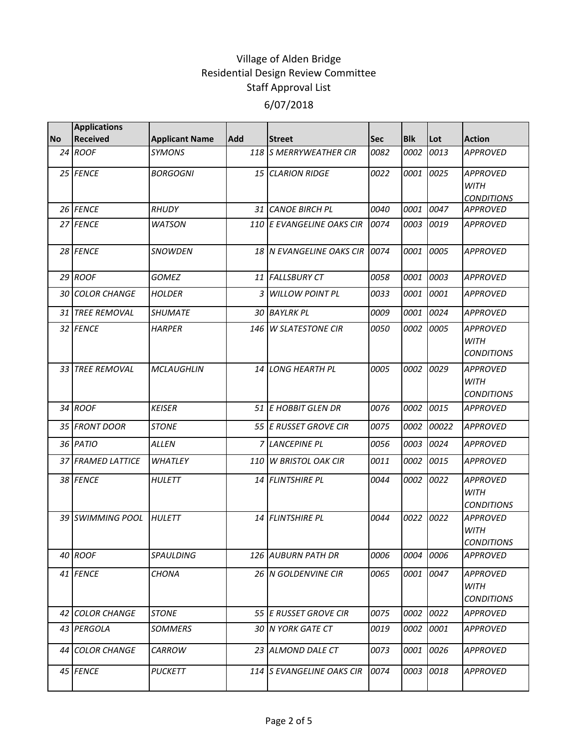# Village of Alden Bridge
## Residential Design Review Committee
## Staff Approval List
## 6/07/2018

| No | Applications Received | Applicant Name | Add | Street | Sec | Blk | Lot | Action |
|---|---|---|---|---|---|---|---|---|
| 24 | ROOF | SYMONS | 118 | S MERRYWEATHER CIR | 0082 | 0002 | 0013 | APPROVED |
| 25 | FENCE | BORGOGNI | 15 | CLARION RIDGE | 0022 | 0001 | 0025 | APPROVED WITH CONDITIONS |
| 26 | FENCE | RHUDY | 31 | CANOE BIRCH PL | 0040 | 0001 | 0047 | APPROVED |
| 27 | FENCE | WATSON | 110 | E EVANGELINE OAKS CIR | 0074 | 0003 | 0019 | APPROVED |
| 28 | FENCE | SNOWDEN | 18 | N EVANGELINE OAKS CIR | 0074 | 0001 | 0005 | APPROVED |
| 29 | ROOF | GOMEZ | 11 | FALLSBURY CT | 0058 | 0001 | 0003 | APPROVED |
| 30 | COLOR CHANGE | HOLDER | 3 | WILLOW POINT PL | 0033 | 0001 | 0001 | APPROVED |
| 31 | TREE REMOVAL | SHUMATE | 30 | BAYLRK PL | 0009 | 0001 | 0024 | APPROVED |
| 32 | FENCE | HARPER | 146 | W SLATESTONE CIR | 0050 | 0002 | 0005 | APPROVED WITH CONDITIONS |
| 33 | TREE REMOVAL | MCLAUGHLIN | 14 | LONG HEARTH PL | 0005 | 0002 | 0029 | APPROVED WITH CONDITIONS |
| 34 | ROOF | KEISER | 51 | E HOBBIT GLEN DR | 0076 | 0002 | 0015 | APPROVED |
| 35 | FRONT DOOR | STONE | 55 | E RUSSET GROVE CIR | 0075 | 0002 | 00022 | APPROVED |
| 36 | PATIO | ALLEN | 7 | LANCEPINE PL | 0056 | 0003 | 0024 | APPROVED |
| 37 | FRAMED LATTICE | WHATLEY | 110 | W BRISTOL OAK CIR | 0011 | 0002 | 0015 | APPROVED |
| 38 | FENCE | HULETT | 14 | FLINTSHIRE PL | 0044 | 0002 | 0022 | APPROVED WITH CONDITIONS |
| 39 | SWIMMING POOL | HULETT | 14 | FLINTSHIRE PL | 0044 | 0022 | 0022 | APPROVED WITH CONDITIONS |
| 40 | ROOF | SPAULDING | 126 | AUBURN PATH DR | 0006 | 0004 | 0006 | APPROVED |
| 41 | FENCE | CHONA | 26 | N GOLDENVINE CIR | 0065 | 0001 | 0047 | APPROVED WITH CONDITIONS |
| 42 | COLOR CHANGE | STONE | 55 | E RUSSET GROVE CIR | 0075 | 0002 | 0022 | APPROVED |
| 43 | PERGOLA | SOMMERS | 30 | N YORK GATE CT | 0019 | 0002 | 0001 | APPROVED |
| 44 | COLOR CHANGE | CARROW | 23 | ALMOND DALE CT | 0073 | 0001 | 0026 | APPROVED |
| 45 | FENCE | PUCKETT | 114 | S EVANGELINE OAKS CIR | 0074 | 0003 | 0018 | APPROVED |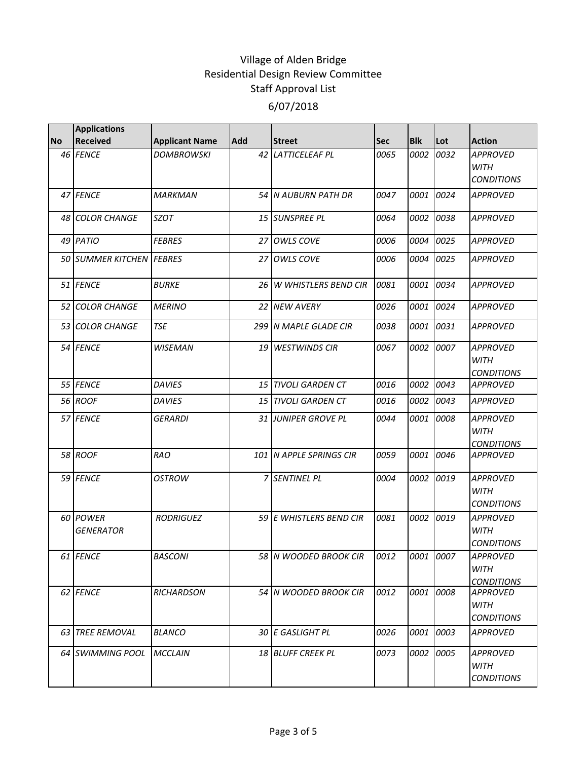# Village of Alden Bridge
## Residential Design Review Committee
## Staff Approval List
## 6/07/2018

| No | Applications Received | Applicant Name | Add | Street | Sec | Blk | Lot | Action |
|---|---|---|---|---|---|---|---|---|
| 46 | *FENCE* | *DOMBROWSKI* | 42 | *LATTICELEAF PL* | 0065 | 0002 | 0032 | *APPROVED WITH CONDITIONS* |
| 47 | *FENCE* | *MARKMAN* | 54 | *N AUBURN PATH DR* | 0047 | 0001 | 0024 | *APPROVED* |
| 48 | *COLOR CHANGE* | *SZOT* | 15 | *SUNSPREE PL* | 0064 | 0002 | 0038 | *APPROVED* |
| 49 | *PATIO* | *FEBRES* | 27 | *OWLS COVE* | 0006 | 0004 | 0025 | *APPROVED* |
| 50 | *SUMMER KITCHEN* | *FEBRES* | 27 | *OWLS COVE* | 0006 | 0004 | 0025 | *APPROVED* |
| 51 | *FENCE* | *BURKE* | 26 | *W WHISTLERS BEND CIR* | 0081 | 0001 | 0034 | *APPROVED* |
| 52 | *COLOR CHANGE* | *MERINO* | 22 | *NEW AVERY* | 0026 | 0001 | 0024 | *APPROVED* |
| 53 | *COLOR CHANGE* | *TSE* | 299 | *N MAPLE GLADE CIR* | 0038 | 0001 | 0031 | *APPROVED* |
| 54 | *FENCE* | *WISEMAN* | 19 | *WESTWINDS CIR* | 0067 | 0002 | 0007 | *APPROVED WITH CONDITIONS* |
| 55 | *FENCE* | *DAVIES* | 15 | *TIVOLI GARDEN CT* | 0016 | 0002 | 0043 | *APPROVED* |
| 56 | *ROOF* | *DAVIES* | 15 | *TIVOLI GARDEN CT* | 0016 | 0002 | 0043 | *APPROVED* |
| 57 | *FENCE* | *GERARDI* | 31 | *JUNIPER GROVE PL* | 0044 | 0001 | 0008 | *APPROVED WITH CONDITIONS* |
| 58 | *ROOF* | *RAO* | 101 | *N APPLE SPRINGS CIR* | 0059 | 0001 | 0046 | *APPROVED* |
| 59 | *FENCE* | *OSTROW* | 7 | *SENTINEL PL* | 0004 | 0002 | 0019 | *APPROVED WITH CONDITIONS* |
| 60 | *POWER GENERATOR* | *RODRIGUEZ* | 59 | *E WHISTLERS BEND CIR* | 0081 | 0002 | 0019 | *APPROVED WITH CONDITIONS* |
| 61 | *FENCE* | *BASCONI* | 58 | *N WOODED BROOK CIR* | 0012 | 0001 | 0007 | *APPROVED WITH CONDITIONS* |
| 62 | *FENCE* | *RICHARDSON* | 54 | *N WOODED BROOK CIR* | 0012 | 0001 | 0008 | *APPROVED WITH CONDITIONS* |
| 63 | *TREE REMOVAL* | *BLANCO* | 30 | *E GASLIGHT PL* | 0026 | 0001 | 0003 | *APPROVED* |
| 64 | *SWIMMING POOL* | *MCCLAIN* | 18 | *BLUFF CREEK PL* | 0073 | 0002 | 0005 | *APPROVED WITH CONDITIONS* |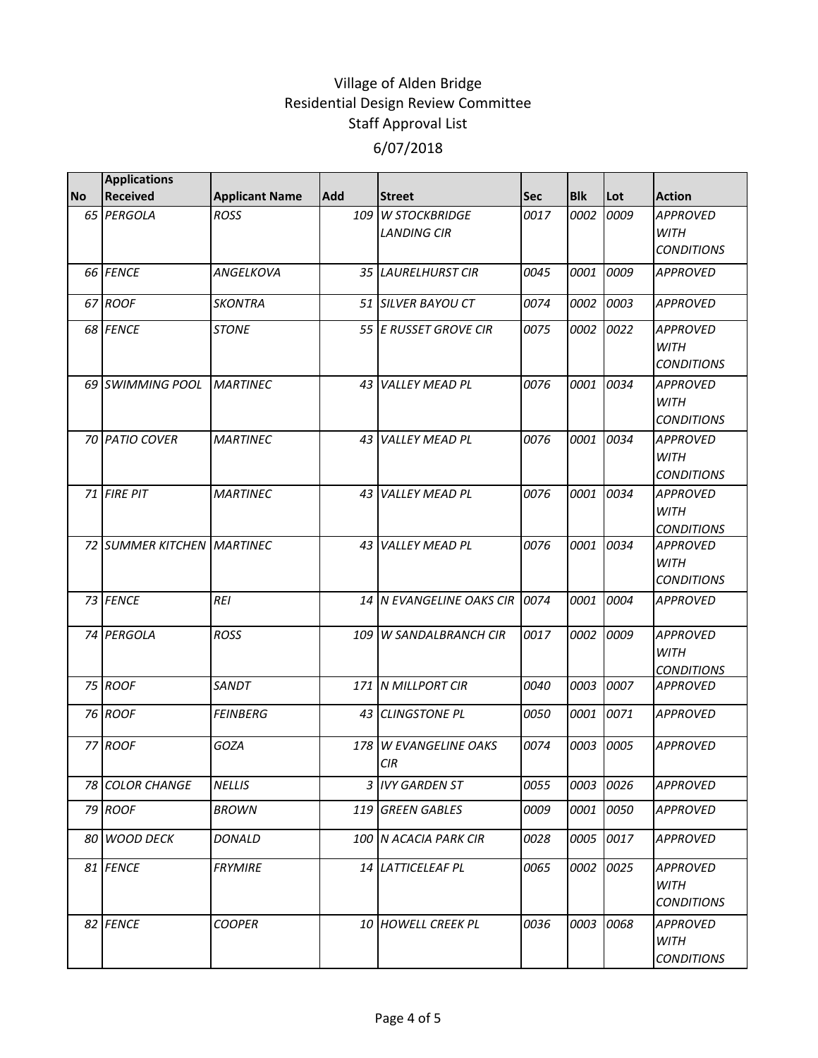# Village of Alden Bridge
## Residential Design Review Committee
## Staff Approval List
## 6/07/2018

| No | Applications Received | Applicant Name | Add | Street | Sec | Blk | Lot | Action |
|---|---|---|---|---|---|---|---|---|
| 65 | PERGOLA | ROSS | 109 | W STOCKBRIDGE LANDING CIR | 0017 | 0002 | 0009 | APPROVED WITH CONDITIONS |
| 66 | FENCE | ANGELKOVA | 35 | LAURELHURST CIR | 0045 | 0001 | 0009 | APPROVED |
| 67 | ROOF | SKONTRA | 51 | SILVER BAYOU CT | 0074 | 0002 | 0003 | APPROVED |
| 68 | FENCE | STONE | 55 | E RUSSET GROVE CIR | 0075 | 0002 | 0022 | APPROVED WITH CONDITIONS |
| 69 | SWIMMING POOL | MARTINEC | 43 | VALLEY MEAD PL | 0076 | 0001 | 0034 | APPROVED WITH CONDITIONS |
| 70 | PATIO COVER | MARTINEC | 43 | VALLEY MEAD PL | 0076 | 0001 | 0034 | APPROVED WITH CONDITIONS |
| 71 | FIRE PIT | MARTINEC | 43 | VALLEY MEAD PL | 0076 | 0001 | 0034 | APPROVED WITH CONDITIONS |
| 72 | SUMMER KITCHEN | MARTINEC | 43 | VALLEY MEAD PL | 0076 | 0001 | 0034 | APPROVED WITH CONDITIONS |
| 73 | FENCE | REI | 14 | N EVANGELINE OAKS CIR | 0074 | 0001 | 0004 | APPROVED |
| 74 | PERGOLA | ROSS | 109 | W SANDALBRANCH CIR | 0017 | 0002 | 0009 | APPROVED WITH CONDITIONS |
| 75 | ROOF | SANDT | 171 | N MILLPORT CIR | 0040 | 0003 | 0007 | APPROVED |
| 76 | ROOF | FEINBERG | 43 | CLINGSTONE PL | 0050 | 0001 | 0071 | APPROVED |
| 77 | ROOF | GOZA | 178 | W EVANGELINE OAKS CIR | 0074 | 0003 | 0005 | APPROVED |
| 78 | COLOR CHANGE | NELLIS | 3 | IVY GARDEN ST | 0055 | 0003 | 0026 | APPROVED |
| 79 | ROOF | BROWN | 119 | GREEN GABLES | 0009 | 0001 | 0050 | APPROVED |
| 80 | WOOD DECK | DONALD | 100 | N ACACIA PARK CIR | 0028 | 0005 | 0017 | APPROVED |
| 81 | FENCE | FRYMIRE | 14 | LATTICELEAF PL | 0065 | 0002 | 0025 | APPROVED WITH CONDITIONS |
| 82 | FENCE | COOPER | 10 | HOWELL CREEK PL | 0036 | 0003 | 0068 | APPROVED WITH CONDITIONS |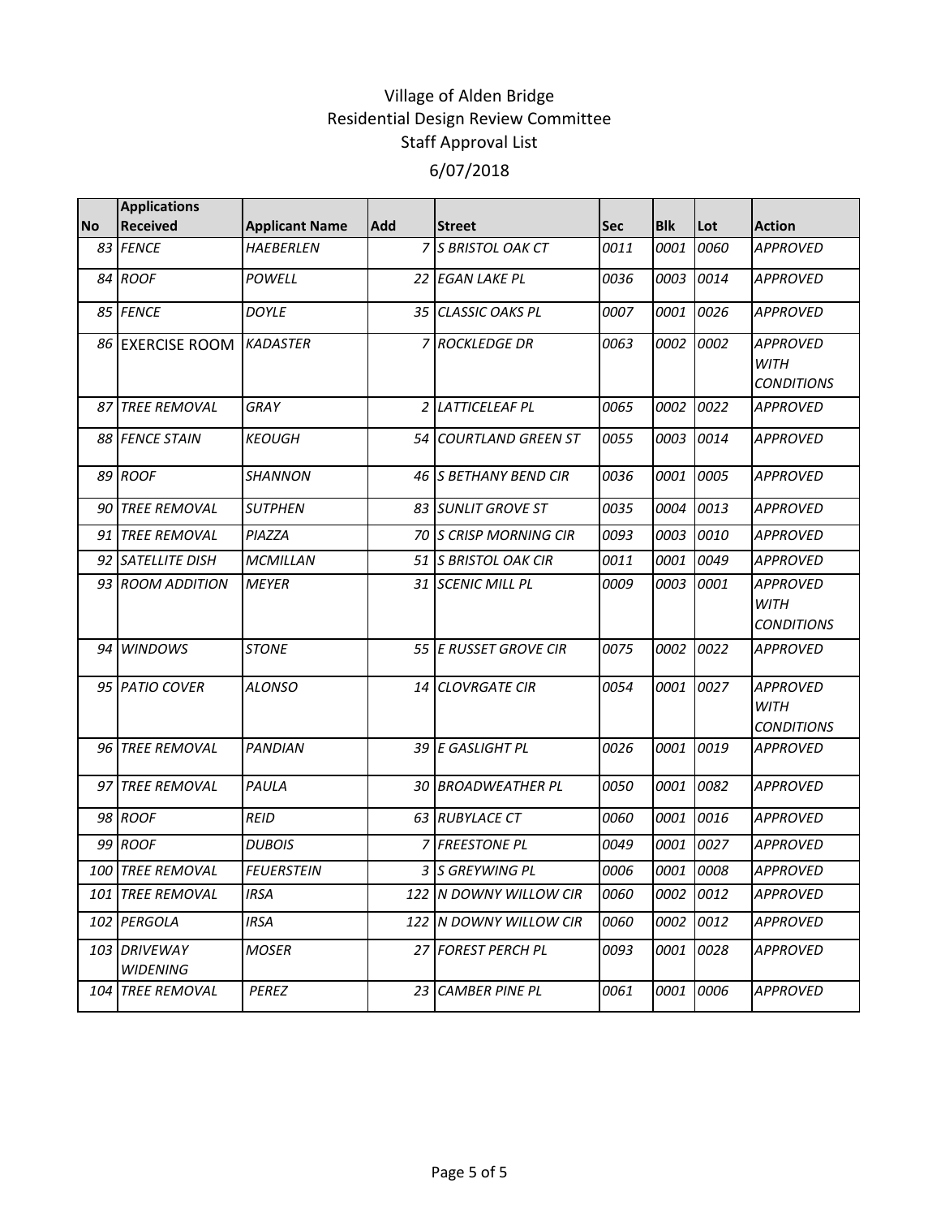# Village of Alden Bridge
## Residential Design Review Committee
### Staff Approval List
### 6/07/2018

| No | Applications Received | Applicant Name | Add | Street | Sec | Blk | Lot | Action |
|---|---|---|---|---|---|---|---|---|
| 83 | FENCE | HAEBERLEN | 7 | S BRISTOL OAK CT | 0011 | 0001 | 0060 | APPROVED |
| 84 | ROOF | POWELL | 22 | EGAN LAKE PL | 0036 | 0003 | 0014 | APPROVED |
| 85 | FENCE | DOYLE | 35 | CLASSIC OAKS PL | 0007 | 0001 | 0026 | APPROVED |
| 86 | EXERCISE ROOM | KADASTER | 7 | ROCKLEDGE DR | 0063 | 0002 | 0002 | APPROVED WITH CONDITIONS |
| 87 | TREE REMOVAL | GRAY | 2 | LATTICELEAF PL | 0065 | 0002 | 0022 | APPROVED |
| 88 | FENCE STAIN | KEOUGH | 54 | COURTLAND GREEN ST | 0055 | 0003 | 0014 | APPROVED |
| 89 | ROOF | SHANNON | 46 | S BETHANY BEND CIR | 0036 | 0001 | 0005 | APPROVED |
| 90 | TREE REMOVAL | SUTPHEN | 83 | SUNLIT GROVE ST | 0035 | 0004 | 0013 | APPROVED |
| 91 | TREE REMOVAL | PIAZZA | 70 | S CRISP MORNING CIR | 0093 | 0003 | 0010 | APPROVED |
| 92 | SATELLITE DISH | MCMILLAN | 51 | S BRISTOL OAK CIR | 0011 | 0001 | 0049 | APPROVED |
| 93 | ROOM ADDITION | MEYER | 31 | SCENIC MILL PL | 0009 | 0003 | 0001 | APPROVED WITH CONDITIONS |
| 94 | WINDOWS | STONE | 55 | E RUSSET GROVE CIR | 0075 | 0002 | 0022 | APPROVED |
| 95 | PATIO COVER | ALONSO | 14 | CLOVRGATE CIR | 0054 | 0001 | 0027 | APPROVED WITH CONDITIONS |
| 96 | TREE REMOVAL | PANDIAN | 39 | E GASLIGHT PL | 0026 | 0001 | 0019 | APPROVED |
| 97 | TREE REMOVAL | PAULA | 30 | BROADWEATHER PL | 0050 | 0001 | 0082 | APPROVED |
| 98 | ROOF | REID | 63 | RUBYLACE CT | 0060 | 0001 | 0016 | APPROVED |
| 99 | ROOF | DUBOIS | 7 | FREESTONE PL | 0049 | 0001 | 0027 | APPROVED |
| 100 | TREE REMOVAL | FEUERSTEIN | 3 | S GREYWING PL | 0006 | 0001 | 0008 | APPROVED |
| 101 | TREE REMOVAL | IRSA | 122 | N DOWNY WILLOW CIR | 0060 | 0002 | 0012 | APPROVED |
| 102 | PERGOLA | IRSA | 122 | N DOWNY WILLOW CIR | 0060 | 0002 | 0012 | APPROVED |
| 103 | DRIVEWAY WIDENING | MOSER | 27 | FOREST PERCH PL | 0093 | 0001 | 0028 | APPROVED |
| 104 | TREE REMOVAL | PEREZ | 23 | CAMBER PINE PL | 0061 | 0001 | 0006 | APPROVED |